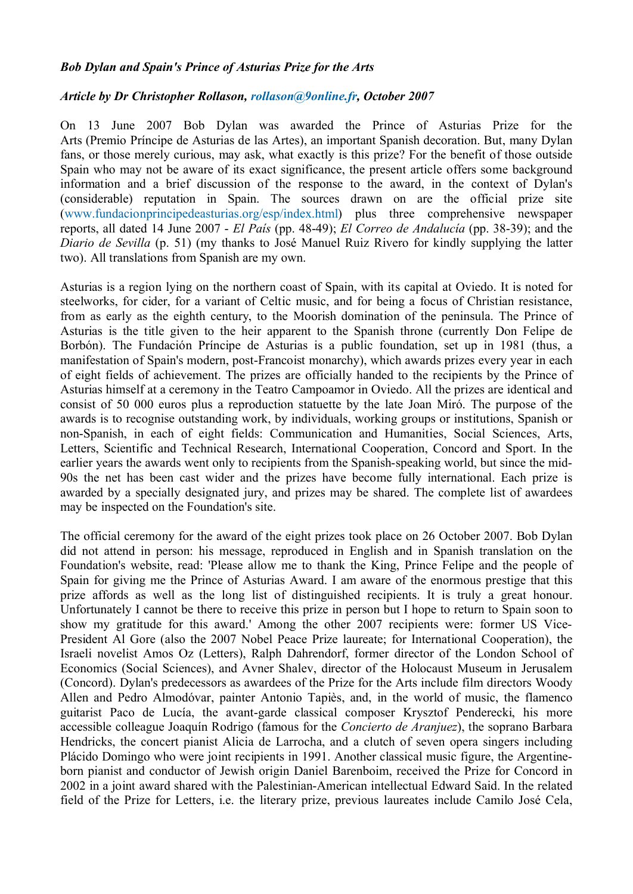***Bob Dylan and Spain's Prince of Asturias Prize for the Arts***

***Article by Dr Christopher Rollason, rollason@9online.fr, October 2007***

On 13 June 2007 Bob Dylan was awarded the Prince of Asturias Prize for the Arts (Premio Príncipe de Asturias de las Artes), an important Spanish decoration. But, many Dylan fans, or those merely curious, may ask, what exactly is this prize? For the benefit of those outside Spain who may not be aware of its exact significance, the present article offers some background information and a brief discussion of the response to the award, in the context of Dylan's (considerable) reputation in Spain. The sources drawn on are the official prize site (www.fundacionprincipedeasturias.org/esp/index.html) plus three comprehensive newspaper reports, all dated 14 June 2007 - *El País* (pp. 48-49); *El Correo de Andalucía* (pp. 38-39); and the *Diario de Sevilla* (p. 51) (my thanks to José Manuel Ruiz Rivero for kindly supplying the latter two). All translations from Spanish are my own.

Asturias is a region lying on the northern coast of Spain, with its capital at Oviedo. It is noted for steelworks, for cider, for a variant of Celtic music, and for being a focus of Christian resistance, from as early as the eighth century, to the Moorish domination of the peninsula. The Prince of Asturias is the title given to the heir apparent to the Spanish throne (currently Don Felipe de Borbón). The Fundación Príncipe de Asturias is a public foundation, set up in 1981 (thus, a manifestation of Spain's modern, post-Francoist monarchy), which awards prizes every year in each of eight fields of achievement. The prizes are officially handed to the recipients by the Prince of Asturias himself at a ceremony in the Teatro Campoamor in Oviedo. All the prizes are identical and consist of 50 000 euros plus a reproduction statuette by the late Joan Miró. The purpose of the awards is to recognise outstanding work, by individuals, working groups or institutions, Spanish or non-Spanish, in each of eight fields: Communication and Humanities, Social Sciences, Arts, Letters, Scientific and Technical Research, International Cooperation, Concord and Sport. In the earlier years the awards went only to recipients from the Spanish-speaking world, but since the mid-90s the net has been cast wider and the prizes have become fully international. Each prize is awarded by a specially designated jury, and prizes may be shared. The complete list of awardees may be inspected on the Foundation's site.

The official ceremony for the award of the eight prizes took place on 26 October 2007. Bob Dylan did not attend in person: his message, reproduced in English and in Spanish translation on the Foundation's website, read: 'Please allow me to thank the King, Prince Felipe and the people of Spain for giving me the Prince of Asturias Award. I am aware of the enormous prestige that this prize affords as well as the long list of distinguished recipients. It is truly a great honour. Unfortunately I cannot be there to receive this prize in person but I hope to return to Spain soon to show my gratitude for this award.' Among the other 2007 recipients were: former US Vice-President Al Gore (also the 2007 Nobel Peace Prize laureate; for International Cooperation), the Israeli novelist Amos Oz (Letters), Ralph Dahrendorf, former director of the London School of Economics (Social Sciences), and Avner Shalev, director of the Holocaust Museum in Jerusalem (Concord). Dylan's predecessors as awardees of the Prize for the Arts include film directors Woody Allen and Pedro Almodóvar, painter Antonio Tapiès, and, in the world of music, the flamenco guitarist Paco de Lucía, the avant-garde classical composer Krysztof Penderecki, his more accessible colleague Joaquín Rodrigo (famous for the *Concierto de Aranjuez*), the soprano Barbara Hendricks, the concert pianist Alicia de Larrocha, and a clutch of seven opera singers including Plácido Domingo who were joint recipients in 1991. Another classical music figure, the Argentine-born pianist and conductor of Jewish origin Daniel Barenboim, received the Prize for Concord in 2002 in a joint award shared with the Palestinian-American intellectual Edward Said. In the related field of the Prize for Letters, i.e. the literary prize, previous laureates include Camilo José Cela,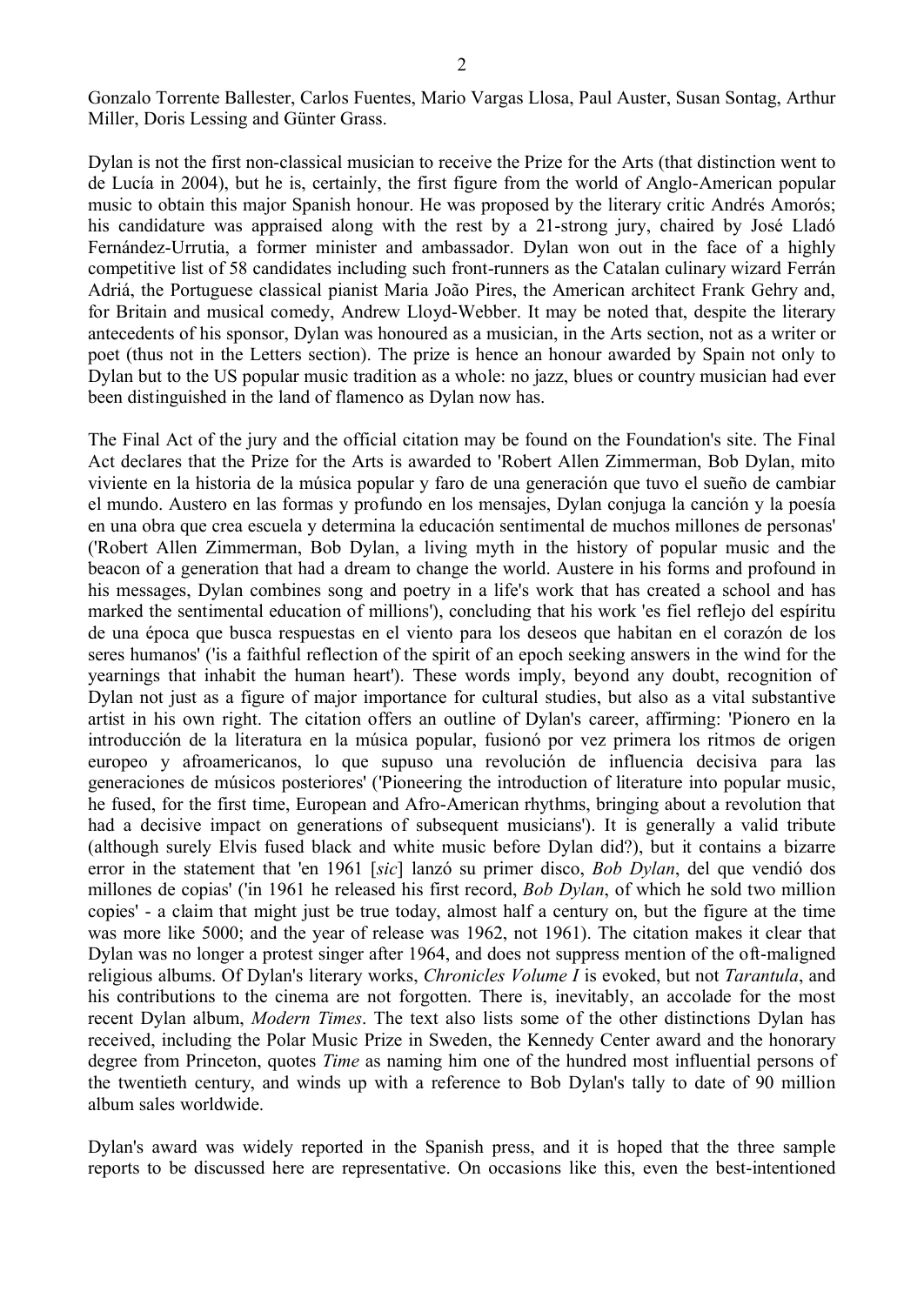Gonzalo Torrente Ballester, Carlos Fuentes, Mario Vargas Llosa, Paul Auster, Susan Sontag, Arthur Miller, Doris Lessing and Günter Grass.

Dylan is not the first non-classical musician to receive the Prize for the Arts (that distinction went to de Lucía in 2004), but he is, certainly, the first figure from the world of Anglo-American popular music to obtain this major Spanish honour. He was proposed by the literary critic Andrés Amorós; his candidature was appraised along with the rest by a 21-strong jury, chaired by José Lladó Fernández-Urrutia, a former minister and ambassador. Dylan won out in the face of a highly competitive list of 58 candidates including such front-runners as the Catalan culinary wizard Ferrán Adriá, the Portuguese classical pianist Maria João Pires, the American architect Frank Gehry and, for Britain and musical comedy, Andrew Lloyd-Webber. It may be noted that, despite the literary antecedents of his sponsor, Dylan was honoured as a musician, in the Arts section, not as a writer or poet (thus not in the Letters section). The prize is hence an honour awarded by Spain not only to Dylan but to the US popular music tradition as a whole: no jazz, blues or country musician had ever been distinguished in the land of flamenco as Dylan now has.

The Final Act of the jury and the official citation may be found on the Foundation's site. The Final Act declares that the Prize for the Arts is awarded to 'Robert Allen Zimmerman, Bob Dylan, mito viviente en la historia de la música popular y faro de una generación que tuvo el sueño de cambiar el mundo. Austero en las formas y profundo en los mensajes, Dylan conjuga la canción y la poesía en una obra que crea escuela y determina la educación sentimental de muchos millones de personas' ('Robert Allen Zimmerman, Bob Dylan, a living myth in the history of popular music and the beacon of a generation that had a dream to change the world. Austere in his forms and profound in his messages, Dylan combines song and poetry in a life's work that has created a school and has marked the sentimental education of millions'), concluding that his work 'es fiel reflejo del espíritu de una época que busca respuestas en el viento para los deseos que habitan en el corazón de los seres humanos' ('is a faithful reflection of the spirit of an epoch seeking answers in the wind for the yearnings that inhabit the human heart'). These words imply, beyond any doubt, recognition of Dylan not just as a figure of major importance for cultural studies, but also as a vital substantive artist in his own right. The citation offers an outline of Dylan's career, affirming: 'Pionero en la introducción de la literatura en la música popular, fusionó por vez primera los ritmos de origen europeo y afroamericanos, lo que supuso una revolución de influencia decisiva para las generaciones de músicos posteriores' ('Pioneering the introduction of literature into popular music, he fused, for the first time, European and Afro-American rhythms, bringing about a revolution that had a decisive impact on generations of subsequent musicians'). It is generally a valid tribute (although surely Elvis fused black and white music before Dylan did?), but it contains a bizarre error in the statement that 'en 1961 [*sic*] lanzó su primer disco, *Bob Dylan*, del que vendió dos millones de copias' ('in 1961 he released his first record, *Bob Dylan*, of which he sold two million copies' - a claim that might just be true today, almost half a century on, but the figure at the time was more like 5000; and the year of release was 1962, not 1961). The citation makes it clear that Dylan was no longer a protest singer after 1964, and does not suppress mention of the oft-maligned religious albums. Of Dylan's literary works, *Chronicles Volume I* is evoked, but not *Tarantula*, and his contributions to the cinema are not forgotten. There is, inevitably, an accolade for the most recent Dylan album, *Modern Times*. The text also lists some of the other distinctions Dylan has received, including the Polar Music Prize in Sweden, the Kennedy Center award and the honorary degree from Princeton, quotes *Time* as naming him one of the hundred most influential persons of the twentieth century, and winds up with a reference to Bob Dylan's tally to date of 90 million album sales worldwide.

Dylan's award was widely reported in the Spanish press, and it is hoped that the three sample reports to be discussed here are representative. On occasions like this, even the best-intentioned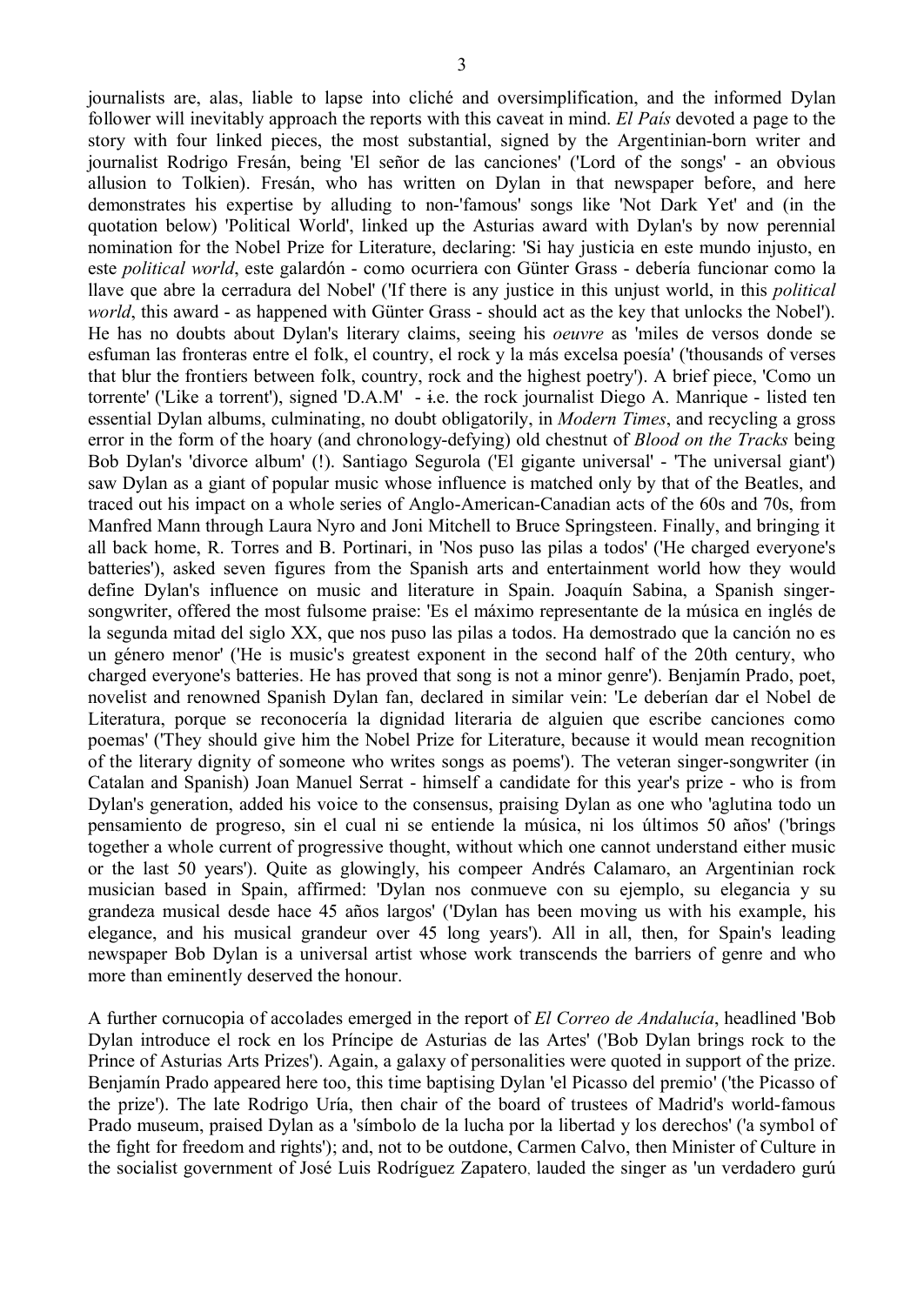journalists are, alas, liable to lapse into cliché and oversimplification, and the informed Dylan follower will inevitably approach the reports with this caveat in mind. *El País* devoted a page to the story with four linked pieces, the most substantial, signed by the Argentinian-born writer and journalist Rodrigo Fresán, being 'El señor de las canciones' ('Lord of the songs' - an obvious allusion to Tolkien). Fresán, who has written on Dylan in that newspaper before, and here demonstrates his expertise by alluding to non-'famous' songs like 'Not Dark Yet' and (in the quotation below) 'Political World', linked up the Asturias award with Dylan's by now perennial nomination for the Nobel Prize for Literature, declaring: 'Si hay justicia en este mundo injusto, en este *political world*, este galardón - como ocurriera con Günter Grass - debería funcionar como la llave que abre la cerradura del Nobel' ('If there is any justice in this unjust world, in this *political world*, this award - as happened with Günter Grass - should act as the key that unlocks the Nobel'). He has no doubts about Dylan's literary claims, seeing his *oeuvre* as 'miles de versos donde se esfuman las fronteras entre el folk, el country, el rock y la más excelsa poesía' ('thousands of verses that blur the frontiers between folk, country, rock and the highest poetry'). A brief piece, 'Como un torrente' ('Like a torrent'), signed 'D.A.M' - i.e. the rock journalist Diego A. Manrique - listed ten essential Dylan albums, culminating, no doubt obligatorily, in *Modern Times*, and recycling a gross error in the form of the hoary (and chronology-defying) old chestnut of *Blood on the Tracks* being Bob Dylan's 'divorce album' (!). Santiago Segurola ('El gigante universal' - 'The universal giant') saw Dylan as a giant of popular music whose influence is matched only by that of the Beatles, and traced out his impact on a whole series of Anglo-American-Canadian acts of the 60s and 70s, from Manfred Mann through Laura Nyro and Joni Mitchell to Bruce Springsteen. Finally, and bringing it all back home, R. Torres and B. Portinari, in 'Nos puso las pilas a todos' ('He charged everyone's batteries'), asked seven figures from the Spanish arts and entertainment world how they would define Dylan's influence on music and literature in Spain. Joaquín Sabina, a Spanish singer-songwriter, offered the most fulsome praise: 'Es el máximo representante de la música en inglés de la segunda mitad del siglo XX, que nos puso las pilas a todos. Ha demostrado que la canción no es un género menor' ('He is music's greatest exponent in the second half of the 20th century, who charged everyone's batteries. He has proved that song is not a minor genre'). Benjamín Prado, poet, novelist and renowned Spanish Dylan fan, declared in similar vein: 'Le deberían dar el Nobel de Literatura, porque se reconocería la dignidad literaria de alguien que escribe canciones como poemas' ('They should give him the Nobel Prize for Literature, because it would mean recognition of the literary dignity of someone who writes songs as poems'). The veteran singer-songwriter (in Catalan and Spanish) Joan Manuel Serrat - himself a candidate for this year's prize - who is from Dylan's generation, added his voice to the consensus, praising Dylan as one who 'aglutina todo un pensamiento de progreso, sin el cual ni se entiende la música, ni los últimos 50 años' ('brings together a whole current of progressive thought, without which one cannot understand either music or the last 50 years'). Quite as glowingly, his compeer Andrés Calamaro, an Argentinian rock musician based in Spain, affirmed: 'Dylan nos conmueve con su ejemplo, su elegancia y su grandeza musical desde hace 45 años largos' ('Dylan has been moving us with his example, his elegance, and his musical grandeur over 45 long years'). All in all, then, for Spain's leading newspaper Bob Dylan is a universal artist whose work transcends the barriers of genre and who more than eminently deserved the honour.

A further cornucopia of accolades emerged in the report of *El Correo de Andalucía*, headlined 'Bob Dylan introduce el rock en los Príncipe de Asturias de las Artes' ('Bob Dylan brings rock to the Prince of Asturias Arts Prizes'). Again, a galaxy of personalities were quoted in support of the prize. Benjamín Prado appeared here too, this time baptising Dylan 'el Picasso del premio' ('the Picasso of the prize'). The late Rodrigo Uría, then chair of the board of trustees of Madrid's world-famous Prado museum, praised Dylan as a 'símbolo de la lucha por la libertad y los derechos' ('a symbol of the fight for freedom and rights'); and, not to be outdone, Carmen Calvo, then Minister of Culture in the socialist government of José Luis Rodríguez Zapatero, lauded the singer as 'un verdadero gurú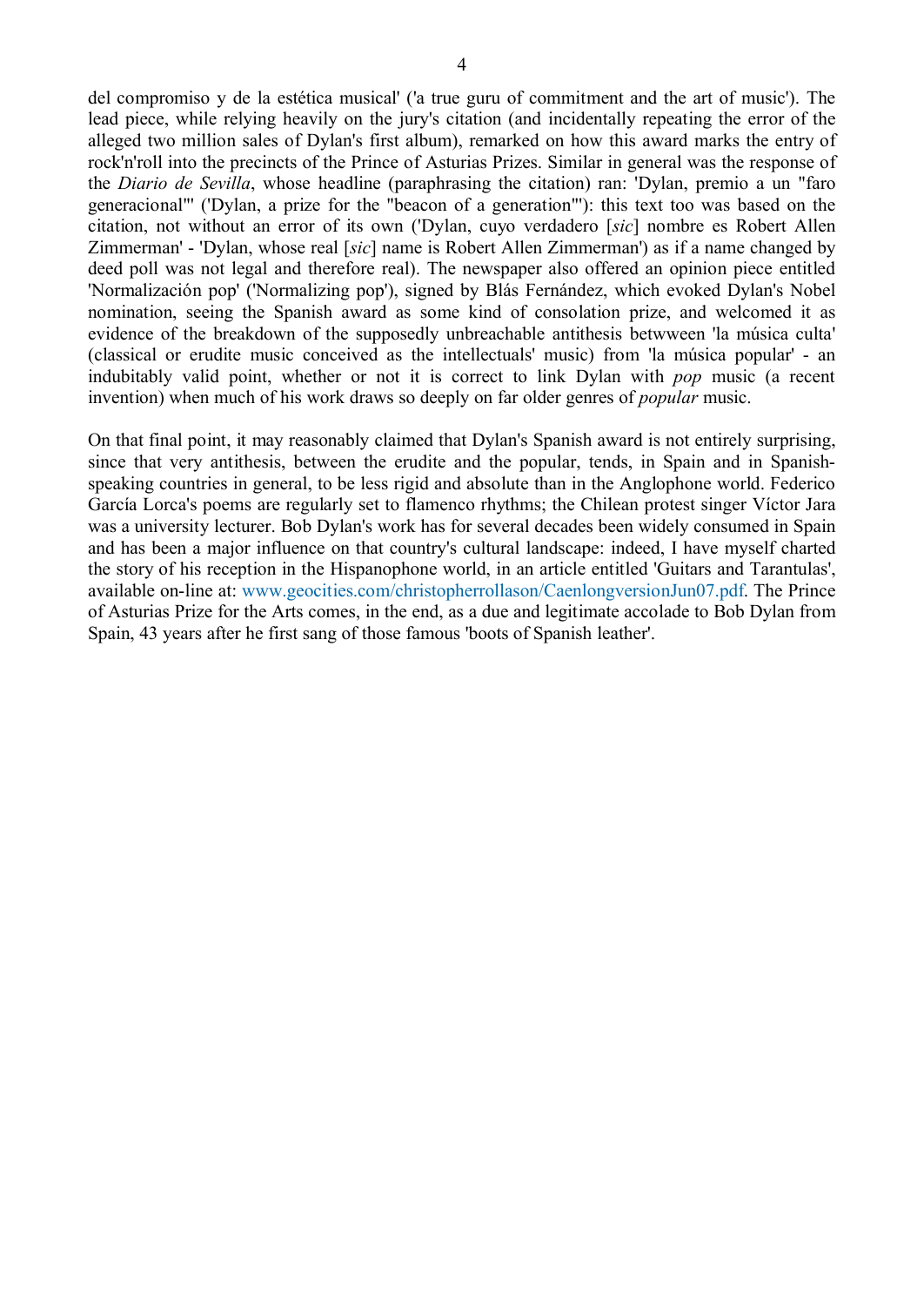del compromiso y de la estética musical' ('a true guru of commitment and the art of music'). The lead piece, while relying heavily on the jury's citation (and incidentally repeating the error of the alleged two million sales of Dylan's first album), remarked on how this award marks the entry of rock'n'roll into the precincts of the Prince of Asturias Prizes. Similar in general was the response of the *Diario de Sevilla*, whose headline (paraphrasing the citation) ran: 'Dylan, premio a un "faro generacional"' ('Dylan, a prize for the "beacon of a generation"'): this text too was based on the citation, not without an error of its own ('Dylan, cuyo verdadero [*sic*] nombre es Robert Allen Zimmerman' - 'Dylan, whose real [*sic*] name is Robert Allen Zimmerman') as if a name changed by deed poll was not legal and therefore real). The newspaper also offered an opinion piece entitled 'Normalización pop' ('Normalizing pop'), signed by Blás Fernández, which evoked Dylan's Nobel nomination, seeing the Spanish award as some kind of consolation prize, and welcomed it as evidence of the breakdown of the supposedly unbreachable antithesis betwween 'la música culta' (classical or erudite music conceived as the intellectuals' music) from 'la música popular' - an indubitably valid point, whether or not it is correct to link Dylan with *pop* music (a recent invention) when much of his work draws so deeply on far older genres of *popular* music.

On that final point, it may reasonably claimed that Dylan's Spanish award is not entirely surprising, since that very antithesis, between the erudite and the popular, tends, in Spain and in Spanish-speaking countries in general, to be less rigid and absolute than in the Anglophone world. Federico García Lorca's poems are regularly set to flamenco rhythms; the Chilean protest singer Víctor Jara was a university lecturer. Bob Dylan's work has for several decades been widely consumed in Spain and has been a major influence on that country's cultural landscape: indeed, I have myself charted the story of his reception in the Hispanophone world, in an article entitled 'Guitars and Tarantulas', available on-line at: www.geocities.com/christopherrollason/CaenlongversionJun07.pdf. The Prince of Asturias Prize for the Arts comes, in the end, as a due and legitimate accolade to Bob Dylan from Spain, 43 years after he first sang of those famous 'boots of Spanish leather'.